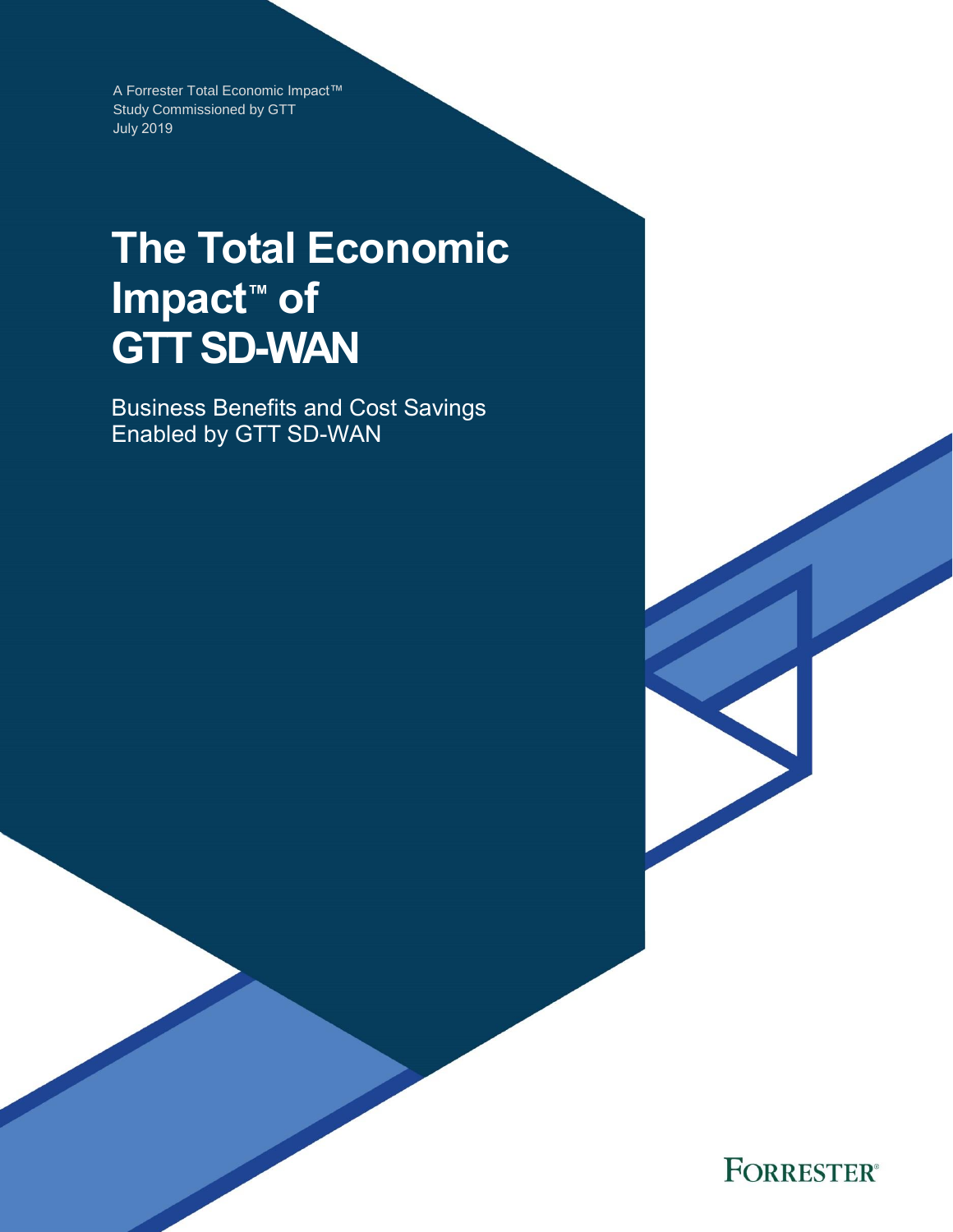A Forrester Total Economic Impact™
Study Commissioned by GTT
July 2019

# The Total Economic Impact™ of GTT SD-WAN

Business Benefits and Cost Savings Enabled by GTT SD-WAN

FORRESTER®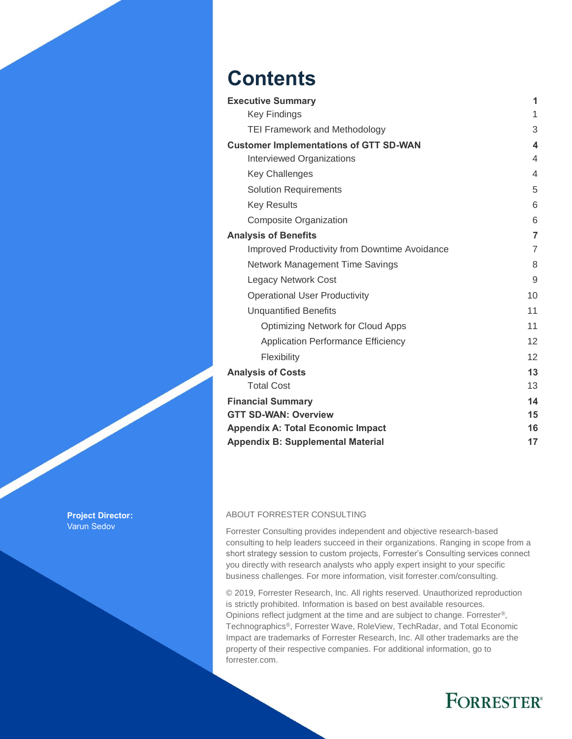# Contents

| | |
|---|---|
| **Executive Summary** | **1** |
| Key Findings | 1 |
| TEI Framework and Methodology | 3 |
| **Customer Implementations of GTT SD-WAN** | **4** |
| Interviewed Organizations | 4 |
| Key Challenges | 4 |
| Solution Requirements | 5 |
| Key Results | 6 |
| Composite Organization | 6 |
| **Analysis of Benefits** | **7** |
| Improved Productivity from Downtime Avoidance | 7 |
| Network Management Time Savings | 8 |
| Legacy Network Cost | 9 |
| Operational User Productivity | 10 |
| Unquantified Benefits | 11 |
| Optimizing Network for Cloud Apps | 11 |
| Application Performance Efficiency | 12 |
| Flexibility | 12 |
| **Analysis of Costs** | **13** |
| Total Cost | 13 |
| **Financial Summary** | **14** |
| **GTT SD-WAN: Overview** | **15** |
| **Appendix A: Total Economic Impact** | **16** |
| **Appendix B: Supplemental Material** | **17** |

**Project Director:**
Varun Sedov

ABOUT FORRESTER CONSULTING

Forrester Consulting provides independent and objective research-based consulting to help leaders succeed in their organizations. Ranging in scope from a short strategy session to custom projects, Forrester's Consulting services connect you directly with research analysts who apply expert insight to your specific business challenges. For more information, visit forrester.com/consulting.

© 2019, Forrester Research, Inc. All rights reserved. Unauthorized reproduction is strictly prohibited. Information is based on best available resources. Opinions reflect judgment at the time and are subject to change. Forrester®, Technographics®, Forrester Wave, RoleView, TechRadar, and Total Economic Impact are trademarks of Forrester Research, Inc. All other trademarks are the property of their respective companies. For additional information, go to forrester.com.

FORRESTER®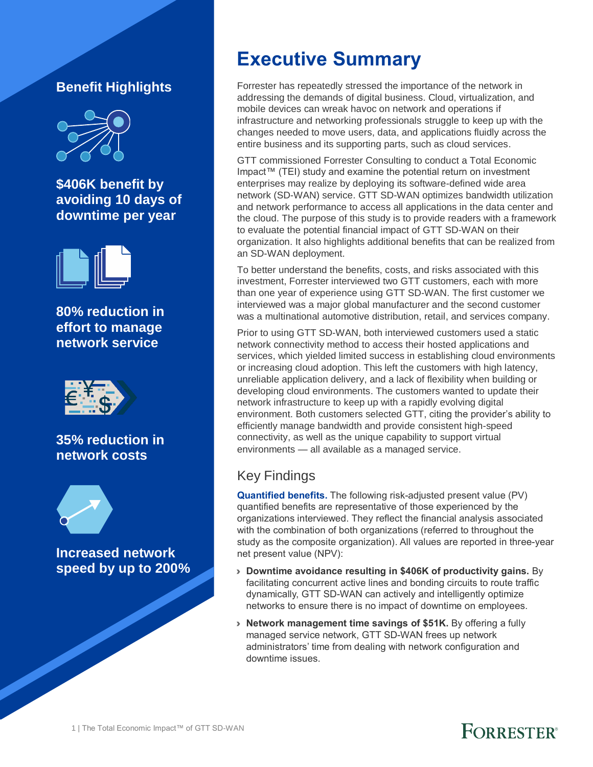## Benefit Highlights

**$406K benefit by avoiding 10 days of downtime per year**

**80% reduction in effort to manage network service**

**35% reduction in network costs**

**Increased network speed by up to 200%**

# Executive Summary

Forrester has repeatedly stressed the importance of the network in addressing the demands of digital business. Cloud, virtualization, and mobile devices can wreak havoc on network and operations if infrastructure and networking professionals struggle to keep up with the changes needed to move users, data, and applications fluidly across the entire business and its supporting parts, such as cloud services.

GTT commissioned Forrester Consulting to conduct a Total Economic Impact™ (TEI) study and examine the potential return on investment enterprises may realize by deploying its software-defined wide area network (SD-WAN) service. GTT SD-WAN optimizes bandwidth utilization and network performance to access all applications in the data center and the cloud. The purpose of this study is to provide readers with a framework to evaluate the potential financial impact of GTT SD-WAN on their organization. It also highlights additional benefits that can be realized from an SD-WAN deployment.

To better understand the benefits, costs, and risks associated with this investment, Forrester interviewed two GTT customers, each with more than one year of experience using GTT SD-WAN. The first customer we interviewed was a major global manufacturer and the second customer was a multinational automotive distribution, retail, and services company.

Prior to using GTT SD-WAN, both interviewed customers used a static network connectivity method to access their hosted applications and services, which yielded limited success in establishing cloud environments or increasing cloud adoption. This left the customers with high latency, unreliable application delivery, and a lack of flexibility when building or developing cloud environments. The customers wanted to update their network infrastructure to keep up with a rapidly evolving digital environment. Both customers selected GTT, citing the provider's ability to efficiently manage bandwidth and provide consistent high-speed connectivity, as well as the unique capability to support virtual environments — all available as a managed service.

## Key Findings

**Quantified benefits.** The following risk-adjusted present value (PV) quantified benefits are representative of those experienced by the organizations interviewed. They reflect the financial analysis associated with the combination of both organizations (referred to throughout the study as the composite organization). All values are reported in three-year net present value (NPV):

- **Downtime avoidance resulting in $406K of productivity gains.** By facilitating concurrent active lines and bonding circuits to route traffic dynamically, GTT SD-WAN can actively and intelligently optimize networks to ensure there is no impact of downtime on employees.
- **Network management time savings of $51K.** By offering a fully managed service network, GTT SD-WAN frees up network administrators' time from dealing with network configuration and downtime issues.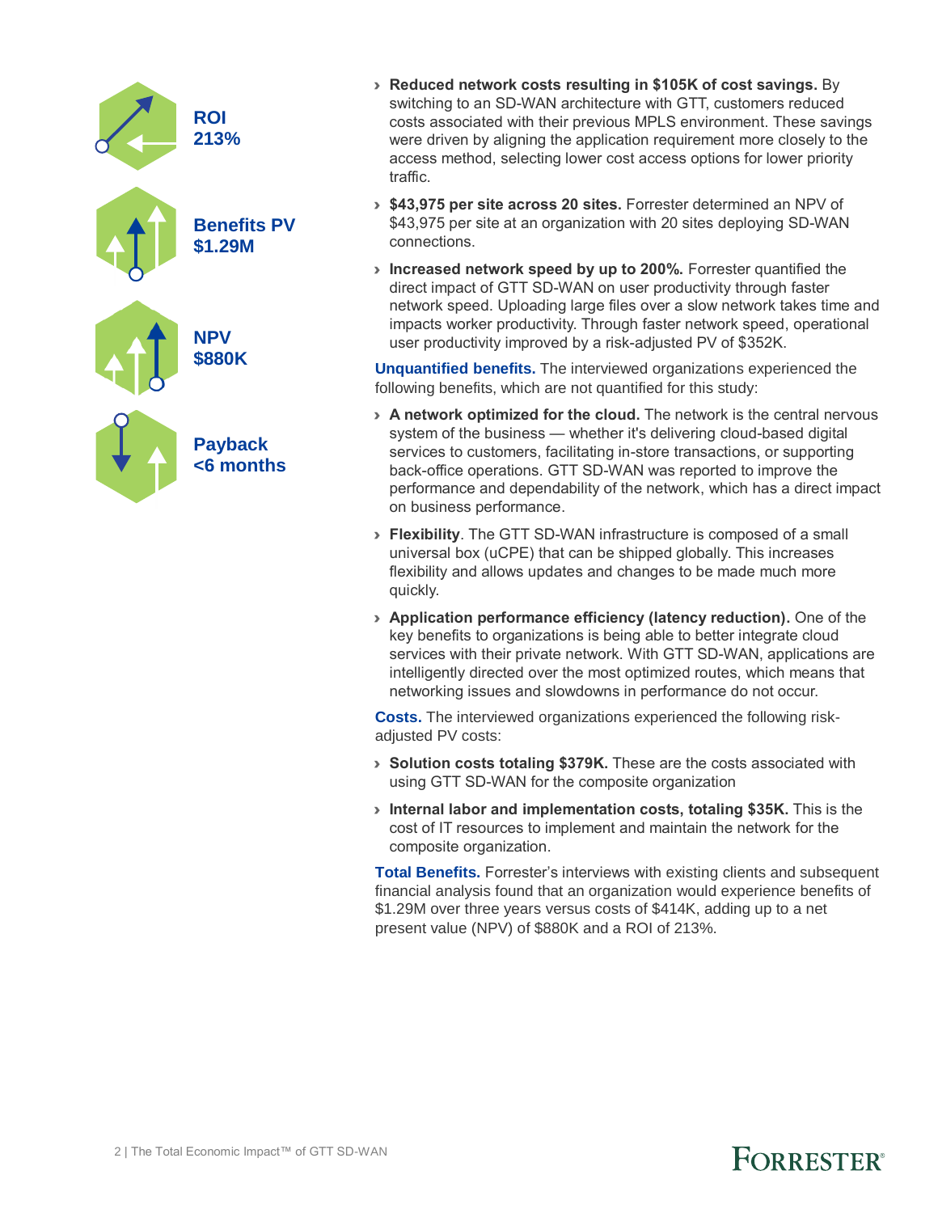**ROI**
**213%**

**Benefits PV**
**$1.29M**

**NPV**
**$880K**

**Payback**
**<6 months**

- **Reduced network costs resulting in $105K of cost savings.** By switching to an SD-WAN architecture with GTT, customers reduced costs associated with their previous MPLS environment. These savings were driven by aligning the application requirement more closely to the access method, selecting lower cost access options for lower priority traffic.
- **$43,975 per site across 20 sites.** Forrester determined an NPV of $43,975 per site at an organization with 20 sites deploying SD-WAN connections.
- **Increased network speed by up to 200%.** Forrester quantified the direct impact of GTT SD-WAN on user productivity through faster network speed. Uploading large files over a slow network takes time and impacts worker productivity. Through faster network speed, operational user productivity improved by a risk-adjusted PV of $352K.

**Unquantified benefits.** The interviewed organizations experienced the following benefits, which are not quantified for this study:

- **A network optimized for the cloud.** The network is the central nervous system of the business — whether it's delivering cloud-based digital services to customers, facilitating in-store transactions, or supporting back-office operations. GTT SD-WAN was reported to improve the performance and dependability of the network, which has a direct impact on business performance.
- **Flexibility**. The GTT SD-WAN infrastructure is composed of a small universal box (uCPE) that can be shipped globally. This increases flexibility and allows updates and changes to be made much more quickly.
- **Application performance efficiency (latency reduction).** One of the key benefits to organizations is being able to better integrate cloud services with their private network. With GTT SD-WAN, applications are intelligently directed over the most optimized routes, which means that networking issues and slowdowns in performance do not occur.

**Costs.** The interviewed organizations experienced the following risk-adjusted PV costs:

- **Solution costs totaling $379K.** These are the costs associated with using GTT SD-WAN for the composite organization
- **Internal labor and implementation costs, totaling $35K.** This is the cost of IT resources to implement and maintain the network for the composite organization.

**Total Benefits.** Forrester's interviews with existing clients and subsequent financial analysis found that an organization would experience benefits of $1.29M over three years versus costs of $414K, adding up to a net present value (NPV) of $880K and a ROI of 213%.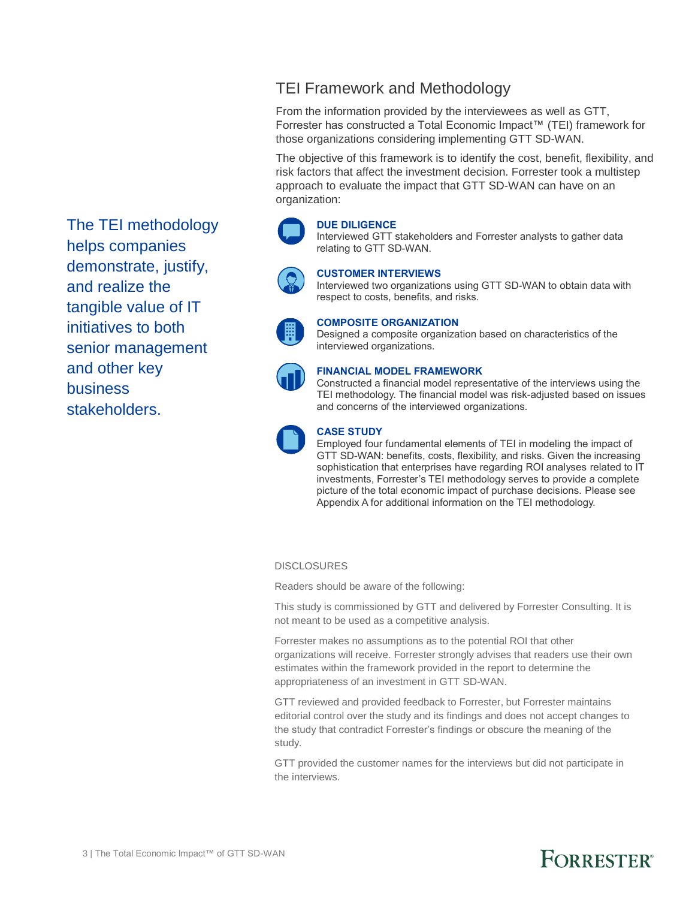## TEI Framework and Methodology

From the information provided by the interviewees as well as GTT, Forrester has constructed a Total Economic Impact™ (TEI) framework for those organizations considering implementing GTT SD-WAN.

The objective of this framework is to identify the cost, benefit, flexibility, and risk factors that affect the investment decision. Forrester took a multistep approach to evaluate the impact that GTT SD-WAN can have on an organization:

The TEI methodology helps companies demonstrate, justify, and realize the tangible value of IT initiatives to both senior management and other key business stakeholders.

**DUE DILIGENCE**
Interviewed GTT stakeholders and Forrester analysts to gather data relating to GTT SD-WAN.

**CUSTOMER INTERVIEWS**
Interviewed two organizations using GTT SD-WAN to obtain data with respect to costs, benefits, and risks.

**COMPOSITE ORGANIZATION**
Designed a composite organization based on characteristics of the interviewed organizations.

**FINANCIAL MODEL FRAMEWORK**
Constructed a financial model representative of the interviews using the TEI methodology. The financial model was risk-adjusted based on issues and concerns of the interviewed organizations.

**CASE STUDY**
Employed four fundamental elements of TEI in modeling the impact of GTT SD-WAN: benefits, costs, flexibility, and risks. Given the increasing sophistication that enterprises have regarding ROI analyses related to IT investments, Forrester's TEI methodology serves to provide a complete picture of the total economic impact of purchase decisions. Please see Appendix A for additional information on the TEI methodology.

DISCLOSURES

Readers should be aware of the following:

This study is commissioned by GTT and delivered by Forrester Consulting. It is not meant to be used as a competitive analysis.

Forrester makes no assumptions as to the potential ROI that other organizations will receive. Forrester strongly advises that readers use their own estimates within the framework provided in the report to determine the appropriateness of an investment in GTT SD-WAN.

GTT reviewed and provided feedback to Forrester, but Forrester maintains editorial control over the study and its findings and does not accept changes to the study that contradict Forrester's findings or obscure the meaning of the study.

GTT provided the customer names for the interviews but did not participate in the interviews.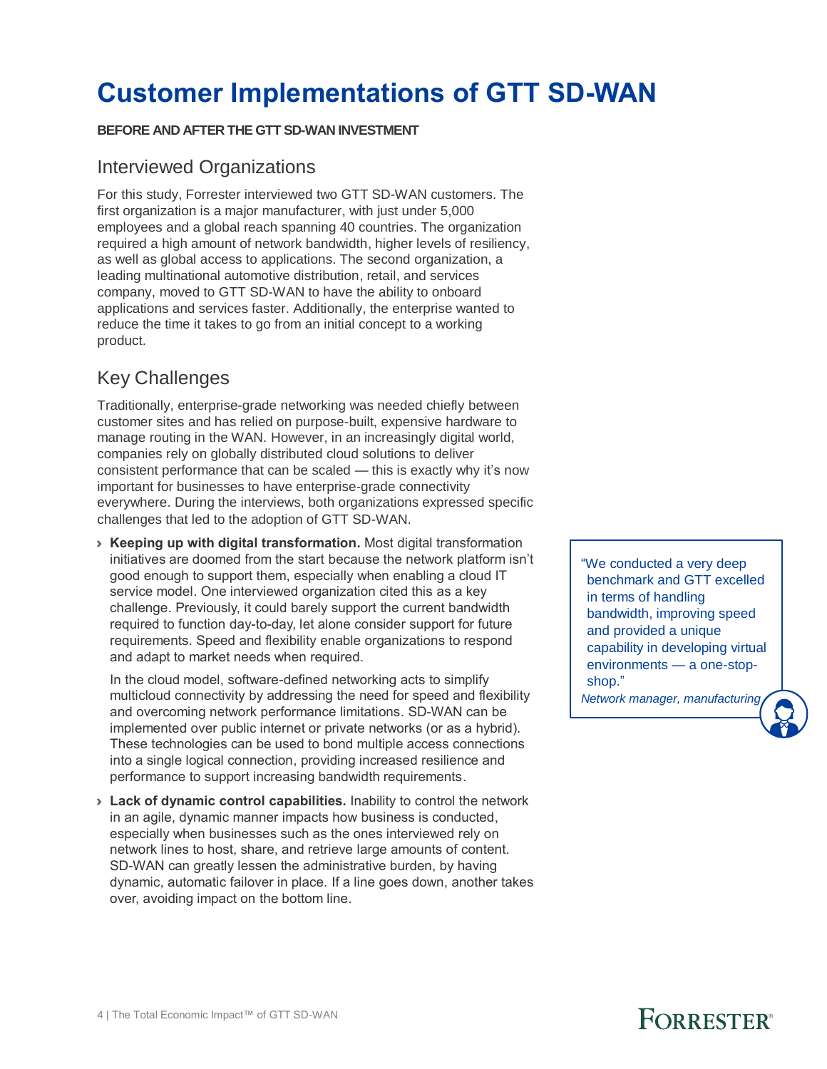# Customer Implementations of GTT SD-WAN

**BEFORE AND AFTER THE GTT SD-WAN INVESTMENT**

## Interviewed Organizations

For this study, Forrester interviewed two GTT SD-WAN customers. The first organization is a major manufacturer, with just under 5,000 employees and a global reach spanning 40 countries. The organization required a high amount of network bandwidth, higher levels of resiliency, as well as global access to applications. The second organization, a leading multinational automotive distribution, retail, and services company, moved to GTT SD-WAN to have the ability to onboard applications and services faster. Additionally, the enterprise wanted to reduce the time it takes to go from an initial concept to a working product.

## Key Challenges

Traditionally, enterprise-grade networking was needed chiefly between customer sites and has relied on purpose-built, expensive hardware to manage routing in the WAN. However, in an increasingly digital world, companies rely on globally distributed cloud solutions to deliver consistent performance that can be scaled — this is exactly why it's now important for businesses to have enterprise-grade connectivity everywhere. During the interviews, both organizations expressed specific challenges that led to the adoption of GTT SD-WAN.

- **Keeping up with digital transformation.** Most digital transformation initiatives are doomed from the start because the network platform isn't good enough to support them, especially when enabling a cloud IT service model. One interviewed organization cited this as a key challenge. Previously, it could barely support the current bandwidth required to function day-to-day, let alone consider support for future requirements. Speed and flexibility enable organizations to respond and adapt to market needs when required.

  In the cloud model, software-defined networking acts to simplify multicloud connectivity by addressing the need for speed and flexibility and overcoming network performance limitations. SD-WAN can be implemented over public internet or private networks (or as a hybrid). These technologies can be used to bond multiple access connections into a single logical connection, providing increased resilience and performance to support increasing bandwidth requirements.

- **Lack of dynamic control capabilities.** Inability to control the network in an agile, dynamic manner impacts how business is conducted, especially when businesses such as the ones interviewed rely on network lines to host, share, and retrieve large amounts of content. SD-WAN can greatly lessen the administrative burden, by having dynamic, automatic failover in place. If a line goes down, another takes over, avoiding impact on the bottom line.

> "We conducted a very deep benchmark and GTT excelled in terms of handling bandwidth, improving speed and provided a unique capability in developing virtual environments — a one-stop-shop."
>
> *Network manager, manufacturing*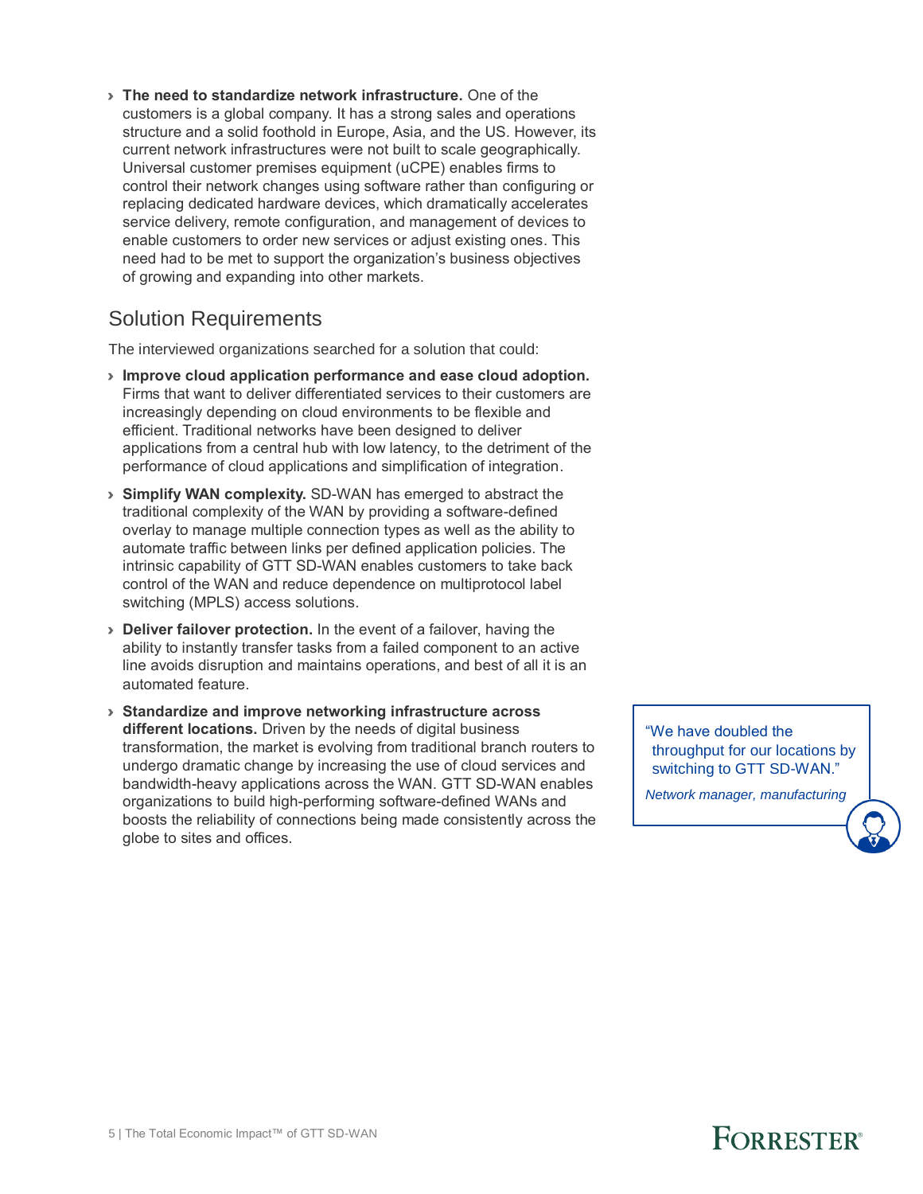- **The need to standardize network infrastructure.** One of the customers is a global company. It has a strong sales and operations structure and a solid foothold in Europe, Asia, and the US. However, its current network infrastructures were not built to scale geographically. Universal customer premises equipment (uCPE) enables firms to control their network changes using software rather than configuring or replacing dedicated hardware devices, which dramatically accelerates service delivery, remote configuration, and management of devices to enable customers to order new services or adjust existing ones. This need had to be met to support the organization's business objectives of growing and expanding into other markets.

## Solution Requirements

The interviewed organizations searched for a solution that could:

- **Improve cloud application performance and ease cloud adoption.** Firms that want to deliver differentiated services to their customers are increasingly depending on cloud environments to be flexible and efficient. Traditional networks have been designed to deliver applications from a central hub with low latency, to the detriment of the performance of cloud applications and simplification of integration.
- **Simplify WAN complexity.** SD-WAN has emerged to abstract the traditional complexity of the WAN by providing a software-defined overlay to manage multiple connection types as well as the ability to automate traffic between links per defined application policies. The intrinsic capability of GTT SD-WAN enables customers to take back control of the WAN and reduce dependence on multiprotocol label switching (MPLS) access solutions.
- **Deliver failover protection.** In the event of a failover, having the ability to instantly transfer tasks from a failed component to an active line avoids disruption and maintains operations, and best of all it is an automated feature.
- **Standardize and improve networking infrastructure across different locations.** Driven by the needs of digital business transformation, the market is evolving from traditional branch routers to undergo dramatic change by increasing the use of cloud services and bandwidth-heavy applications across the WAN. GTT SD-WAN enables organizations to build high-performing software-defined WANs and boosts the reliability of connections being made consistently across the globe to sites and offices.

> "We have doubled the throughput for our locations by switching to GTT SD-WAN."
>
> *Network manager, manufacturing*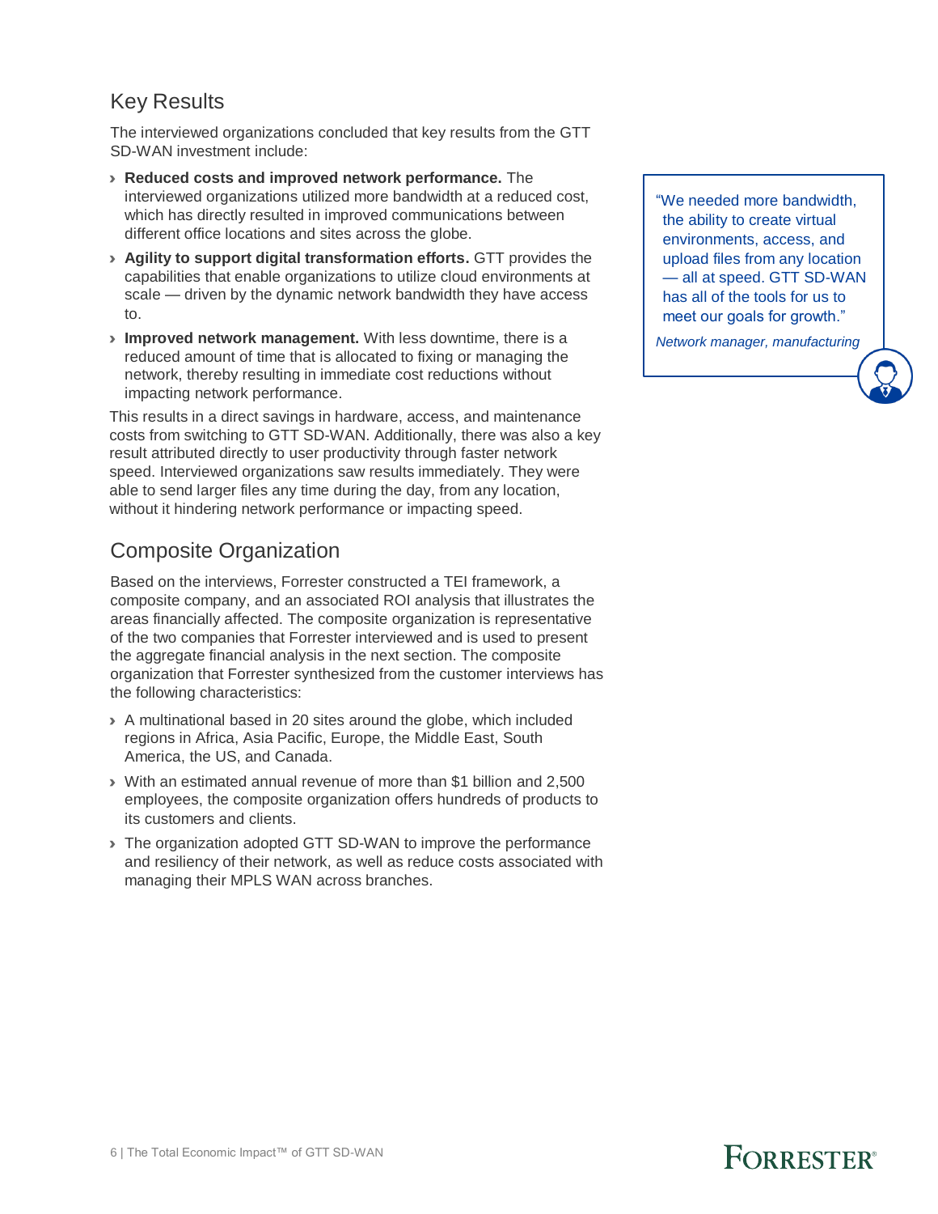## Key Results

The interviewed organizations concluded that key results from the GTT SD-WAN investment include:

- **Reduced costs and improved network performance.** The interviewed organizations utilized more bandwidth at a reduced cost, which has directly resulted in improved communications between different office locations and sites across the globe.
- **Agility to support digital transformation efforts.** GTT provides the capabilities that enable organizations to utilize cloud environments at scale — driven by the dynamic network bandwidth they have access to.
- **Improved network management.** With less downtime, there is a reduced amount of time that is allocated to fixing or managing the network, thereby resulting in immediate cost reductions without impacting network performance.

This results in a direct savings in hardware, access, and maintenance costs from switching to GTT SD-WAN. Additionally, there was also a key result attributed directly to user productivity through faster network speed. Interviewed organizations saw results immediately. They were able to send larger files any time during the day, from any location, without it hindering network performance or impacting speed.

> "We needed more bandwidth, the ability to create virtual environments, access, and upload files from any location — all at speed. GTT SD-WAN has all of the tools for us to meet our goals for growth."
>
> *Network manager, manufacturing*

## Composite Organization

Based on the interviews, Forrester constructed a TEI framework, a composite company, and an associated ROI analysis that illustrates the areas financially affected. The composite organization is representative of the two companies that Forrester interviewed and is used to present the aggregate financial analysis in the next section. The composite organization that Forrester synthesized from the customer interviews has the following characteristics:

- A multinational based in 20 sites around the globe, which included regions in Africa, Asia Pacific, Europe, the Middle East, South America, the US, and Canada.
- With an estimated annual revenue of more than $1 billion and 2,500 employees, the composite organization offers hundreds of products to its customers and clients.
- The organization adopted GTT SD-WAN to improve the performance and resiliency of their network, as well as reduce costs associated with managing their MPLS WAN across branches.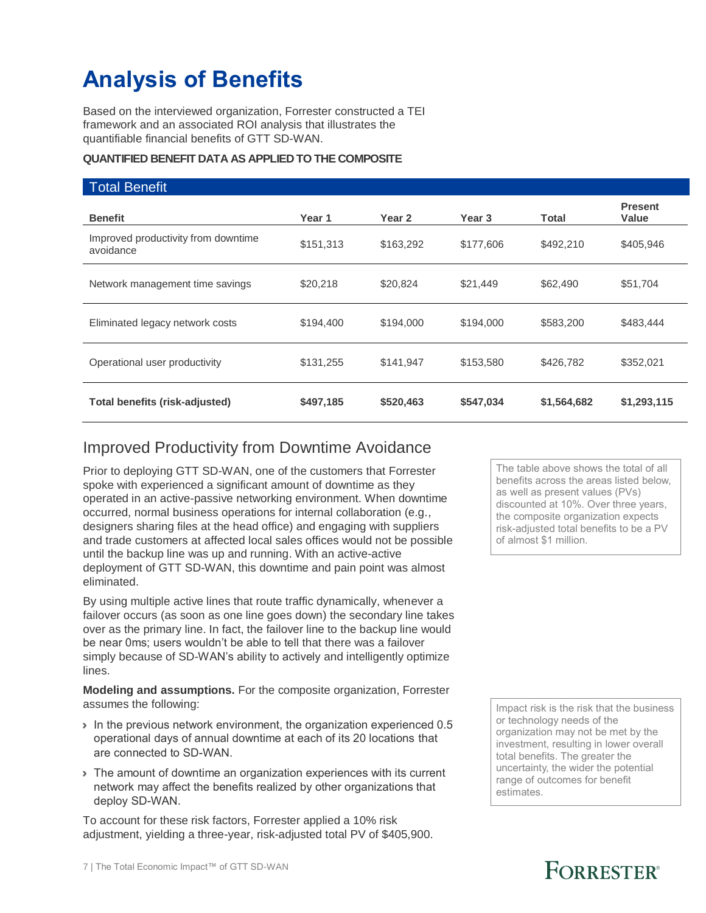# Analysis of Benefits

Based on the interviewed organization, Forrester constructed a TEI framework and an associated ROI analysis that illustrates the quantifiable financial benefits of GTT SD-WAN.

**QUANTIFIED BENEFIT DATA AS APPLIED TO THE COMPOSITE**

| Total Benefit | | | | | |
|---|---|---|---|---|---|
| **Benefit** | **Year 1** | **Year 2** | **Year 3** | **Total** | **Present Value** |
| Improved productivity from downtime avoidance | $151,313 | $163,292 | $177,606 | $492,210 | $405,946 |
| Network management time savings | $20,218 | $20,824 | $21,449 | $62,490 | $51,704 |
| Eliminated legacy network costs | $194,400 | $194,000 | $194,000 | $583,200 | $483,444 |
| Operational user productivity | $131,255 | $141,947 | $153,580 | $426,782 | $352,021 |
| **Total benefits (risk-adjusted)** | **$497,185** | **$520,463** | **$547,034** | **$1,564,682** | **$1,293,115** |

The table above shows the total of all benefits across the areas listed below, as well as present values (PVs) discounted at 10%. Over three years, the composite organization expects risk-adjusted total benefits to be a PV of almost $1 million.

## Improved Productivity from Downtime Avoidance

Prior to deploying GTT SD-WAN, one of the customers that Forrester spoke with experienced a significant amount of downtime as they operated in an active-passive networking environment. When downtime occurred, normal business operations for internal collaboration (e.g., designers sharing files at the head office) and engaging with suppliers and trade customers at affected local sales offices would not be possible until the backup line was up and running. With an active-active deployment of GTT SD-WAN, this downtime and pain point was almost eliminated.

By using multiple active lines that route traffic dynamically, whenever a failover occurs (as soon as one line goes down) the secondary line takes over as the primary line. In fact, the failover line to the backup line would be near 0ms; users wouldn't be able to tell that there was a failover simply because of SD-WAN's ability to actively and intelligently optimize lines.

**Modeling and assumptions.** For the composite organization, Forrester assumes the following:

- In the previous network environment, the organization experienced 0.5 operational days of annual downtime at each of its 20 locations that are connected to SD-WAN.
- The amount of downtime an organization experiences with its current network may affect the benefits realized by other organizations that deploy SD-WAN.

Impact risk is the risk that the business or technology needs of the organization may not be met by the investment, resulting in lower overall total benefits. The greater the uncertainty, the wider the potential range of outcomes for benefit estimates.

To account for these risk factors, Forrester applied a 10% risk adjustment, yielding a three-year, risk-adjusted total PV of $405,900.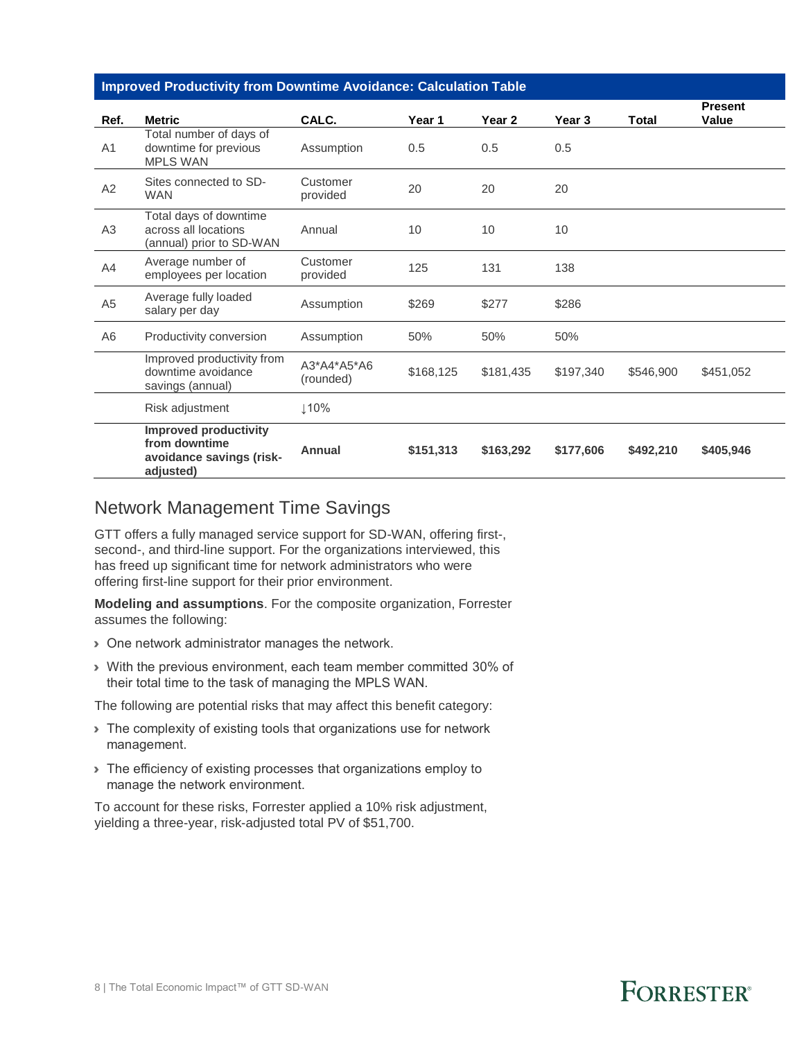| Improved Productivity from Downtime Avoidance: Calculation Table | | | | | | | |
|---|---|---|---|---|---|---|---|
| **Ref.** | **Metric** | **CALC.** | **Year 1** | **Year 2** | **Year 3** | **Total** | **Present Value** |
| A1 | Total number of days of downtime for previous MPLS WAN | Assumption | 0.5 | 0.5 | 0.5 | | |
| A2 | Sites connected to SD-WAN | Customer provided | 20 | 20 | 20 | | |
| A3 | Total days of downtime across all locations (annual) prior to SD-WAN | Annual | 10 | 10 | 10 | | |
| A4 | Average number of employees per location | Customer provided | 125 | 131 | 138 | | |
| A5 | Average fully loaded salary per day | Assumption | $269 | $277 | $286 | | |
| A6 | Productivity conversion | Assumption | 50% | 50% | 50% | | |
| | Improved productivity from downtime avoidance savings (annual) | A3*A4*A5*A6 (rounded) | $168,125 | $181,435 | $197,340 | $546,900 | $451,052 |
| | Risk adjustment | ↓10% | | | | | |
| | **Improved productivity from downtime avoidance savings (risk-adjusted)** | **Annual** | **$151,313** | **$163,292** | **$177,606** | **$492,210** | **$405,946** |

## Network Management Time Savings

GTT offers a fully managed service support for SD-WAN, offering first-, second-, and third-line support. For the organizations interviewed, this has freed up significant time for network administrators who were offering first-line support for their prior environment.

**Modeling and assumptions**. For the composite organization, Forrester assumes the following:

- One network administrator manages the network.
- With the previous environment, each team member committed 30% of their total time to the task of managing the MPLS WAN.

The following are potential risks that may affect this benefit category:

- The complexity of existing tools that organizations use for network management.
- The efficiency of existing processes that organizations employ to manage the network environment.

To account for these risks, Forrester applied a 10% risk adjustment, yielding a three-year, risk-adjusted total PV of $51,700.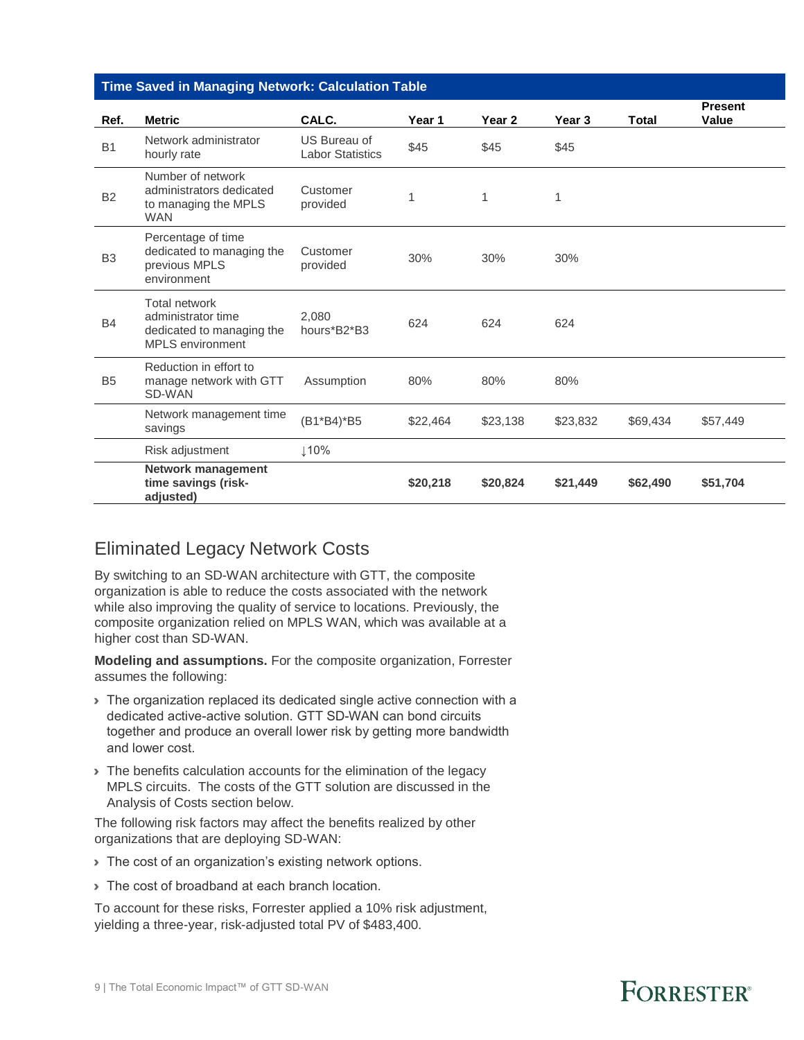| Time Saved in Managing Network: Calculation Table | | | | | | | |
|---|---|---|---|---|---|---|---|
| **Ref.** | **Metric** | **CALC.** | **Year 1** | **Year 2** | **Year 3** | **Total** | **Present Value** |
| B1 | Network administrator hourly rate | US Bureau of Labor Statistics | $45 | $45 | $45 | | |
| B2 | Number of network administrators dedicated to managing the MPLS WAN | Customer provided | 1 | 1 | 1 | | |
| B3 | Percentage of time dedicated to managing the previous MPLS environment | Customer provided | 30% | 30% | 30% | | |
| B4 | Total network administrator time dedicated to managing the MPLS environment | 2,080 hours*B2*B3 | 624 | 624 | 624 | | |
| B5 | Reduction in effort to manage network with GTT SD-WAN | Assumption | 80% | 80% | 80% | | |
| | Network management time savings | (B1*B4)*B5 | $22,464 | $23,138 | $23,832 | $69,434 | $57,449 |
| | Risk adjustment | ↓10% | | | | | |
| | **Network management time savings (risk-adjusted)** | | **$20,218** | **$20,824** | **$21,449** | **$62,490** | **$51,704** |

## Eliminated Legacy Network Costs

By switching to an SD-WAN architecture with GTT, the composite organization is able to reduce the costs associated with the network while also improving the quality of service to locations. Previously, the composite organization relied on MPLS WAN, which was available at a higher cost than SD-WAN.

**Modeling and assumptions.** For the composite organization, Forrester assumes the following:

- The organization replaced its dedicated single active connection with a dedicated active-active solution. GTT SD-WAN can bond circuits together and produce an overall lower risk by getting more bandwidth and lower cost.
- The benefits calculation accounts for the elimination of the legacy MPLS circuits. The costs of the GTT solution are discussed in the Analysis of Costs section below.

The following risk factors may affect the benefits realized by other organizations that are deploying SD-WAN:

- The cost of an organization's existing network options.
- The cost of broadband at each branch location.

To account for these risks, Forrester applied a 10% risk adjustment, yielding a three-year, risk-adjusted total PV of $483,400.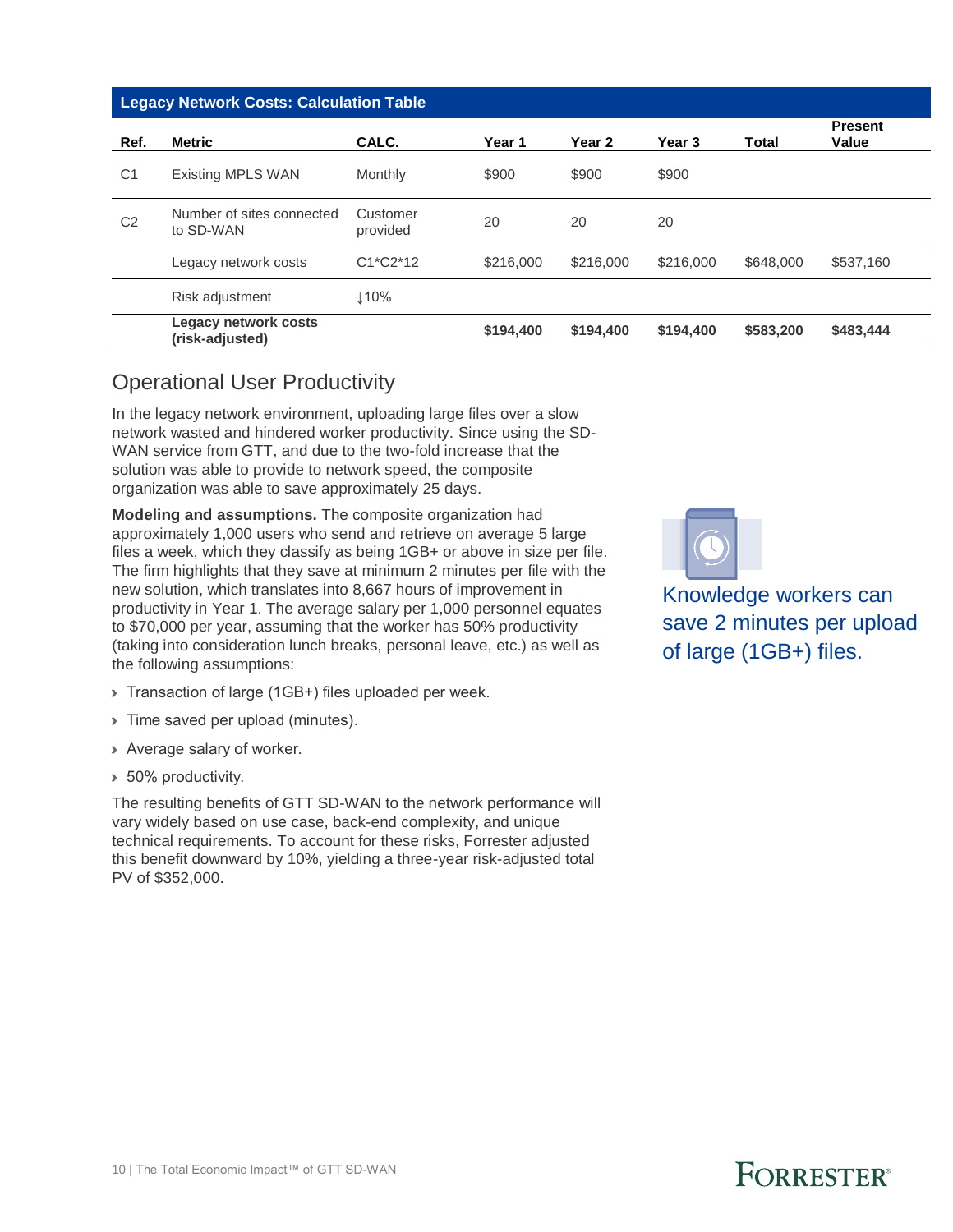**Legacy Network Costs: Calculation Table**

| Ref. | Metric | CALC. | Year 1 | Year 2 | Year 3 | Total | Present Value |
|---|---|---|---|---|---|---|---|
| C1 | Existing MPLS WAN | Monthly | $900 | $900 | $900 | | |
| C2 | Number of sites connected to SD-WAN | Customer provided | 20 | 20 | 20 | | |
| | Legacy network costs | C1*C2*12 | $216,000 | $216,000 | $216,000 | $648,000 | $537,160 |
| | Risk adjustment | ↓10% | | | | | |
| | **Legacy network costs (risk-adjusted)** | | **$194,400** | **$194,400** | **$194,400** | **$583,200** | **$483,444** |

## Operational User Productivity

In the legacy network environment, uploading large files over a slow network wasted and hindered worker productivity. Since using the SD-WAN service from GTT, and due to the two-fold increase that the solution was able to provide to network speed, the composite organization was able to save approximately 25 days.

**Modeling and assumptions.** The composite organization had approximately 1,000 users who send and retrieve on average 5 large files a week, which they classify as being 1GB+ or above in size per file. The firm highlights that they save at minimum 2 minutes per file with the new solution, which translates into 8,667 hours of improvement in productivity in Year 1. The average salary per 1,000 personnel equates to $70,000 per year, assuming that the worker has 50% productivity (taking into consideration lunch breaks, personal leave, etc.) as well as the following assumptions:

- Transaction of large (1GB+) files uploaded per week.
- Time saved per upload (minutes).
- Average salary of worker.
- 50% productivity.

The resulting benefits of GTT SD-WAN to the network performance will vary widely based on use case, back-end complexity, and unique technical requirements. To account for these risks, Forrester adjusted this benefit downward by 10%, yielding a three-year risk-adjusted total PV of $352,000.

Knowledge workers can save 2 minutes per upload of large (1GB+) files.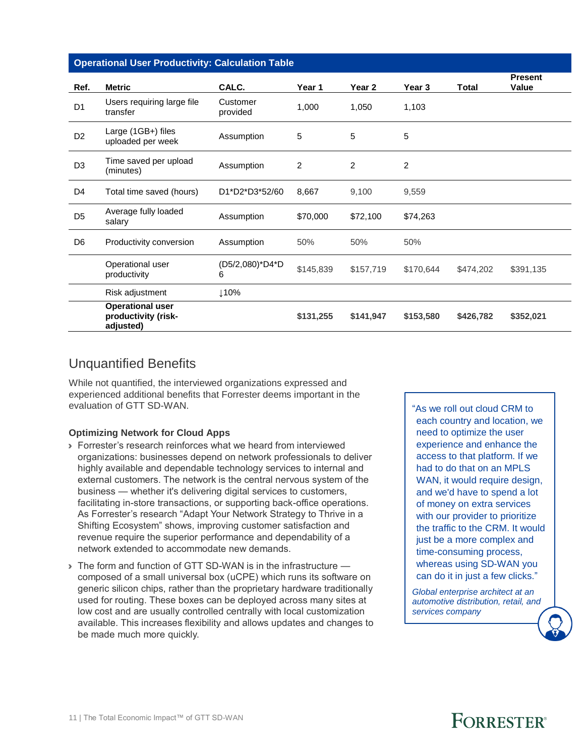| Operational User Productivity: Calculation Table | | | | | | | |
|---|---|---|---|---|---|---|---|
| **Ref.** | **Metric** | **CALC.** | **Year 1** | **Year 2** | **Year 3** | **Total** | **Present Value** |
| D1 | Users requiring large file transfer | Customer provided | 1,000 | 1,050 | 1,103 | | |
| D2 | Large (1GB+) files uploaded per week | Assumption | 5 | 5 | 5 | | |
| D3 | Time saved per upload (minutes) | Assumption | 2 | 2 | 2 | | |
| D4 | Total time saved (hours) | D1*D2*D3*52/60 | 8,667 | 9,100 | 9,559 | | |
| D5 | Average fully loaded salary | Assumption | $70,000 | $72,100 | $74,263 | | |
| D6 | Productivity conversion | Assumption | 50% | 50% | 50% | | |
| | Operational user productivity | (D5/2,080)*D4*D6 | $145,839 | $157,719 | $170,644 | $474,202 | $391,135 |
| | Risk adjustment | ↓10% | | | | | |
| | **Operational user productivity (risk-adjusted)** | | **$131,255** | **$141,947** | **$153,580** | **$426,782** | **$352,021** |

## Unquantified Benefits

While not quantified, the interviewed organizations expressed and experienced additional benefits that Forrester deems important in the evaluation of GTT SD-WAN.

### Optimizing Network for Cloud Apps

- Forrester's research reinforces what we heard from interviewed organizations: businesses depend on network professionals to deliver highly available and dependable technology services to internal and external customers. The network is the central nervous system of the business — whether it's delivering digital services to customers, facilitating in-store transactions, or supporting back-office operations. As Forrester's research "Adapt Your Network Strategy to Thrive in a Shifting Ecosystem" shows, improving customer satisfaction and revenue require the superior performance and dependability of a network extended to accommodate new demands.
- The form and function of GTT SD-WAN is in the infrastructure — composed of a small universal box (uCPE) which runs its software on generic silicon chips, rather than the proprietary hardware traditionally used for routing. These boxes can be deployed across many sites at low cost and are usually controlled centrally with local customization available. This increases flexibility and allows updates and changes to be made much more quickly.

> "As we roll out cloud CRM to each country and location, we need to optimize the user experience and enhance the access to that platform. If we had to do that on an MPLS WAN, it would require design, and we'd have to spend a lot of money on extra services with our provider to prioritize the traffic to the CRM. It would just be a more complex and time-consuming process, whereas using SD-WAN you can do it in just a few clicks."
>
> *Global enterprise architect at an automotive distribution, retail, and services company*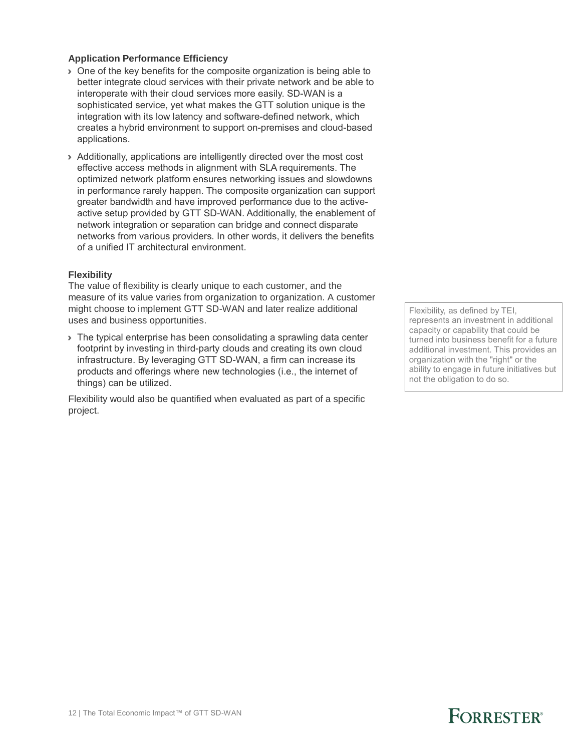### Application Performance Efficiency

- One of the key benefits for the composite organization is being able to better integrate cloud services with their private network and be able to interoperate with their cloud services more easily. SD-WAN is a sophisticated service, yet what makes the GTT solution unique is the integration with its low latency and software-defined network, which creates a hybrid environment to support on-premises and cloud-based applications.
- Additionally, applications are intelligently directed over the most cost effective access methods in alignment with SLA requirements. The optimized network platform ensures networking issues and slowdowns in performance rarely happen. The composite organization can support greater bandwidth and have improved performance due to the active-active setup provided by GTT SD-WAN. Additionally, the enablement of network integration or separation can bridge and connect disparate networks from various providers. In other words, it delivers the benefits of a unified IT architectural environment.

### Flexibility

The value of flexibility is clearly unique to each customer, and the measure of its value varies from organization to organization. A customer might choose to implement GTT SD-WAN and later realize additional uses and business opportunities.

- The typical enterprise has been consolidating a sprawling data center footprint by investing in third-party clouds and creating its own cloud infrastructure. By leveraging GTT SD-WAN, a firm can increase its products and offerings where new technologies (i.e., the internet of things) can be utilized.

Flexibility would also be quantified when evaluated as part of a specific project.

> Flexibility, as defined by TEI, represents an investment in additional capacity or capability that could be turned into business benefit for a future additional investment. This provides an organization with the "right" or the ability to engage in future initiatives but not the obligation to do so.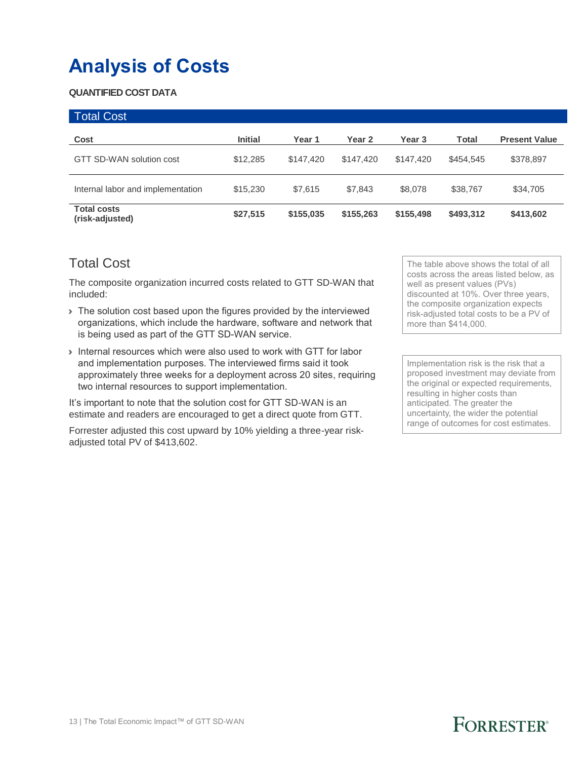# Analysis of Costs

**QUANTIFIED COST DATA**

**Total Cost**

| Cost | Initial | Year 1 | Year 2 | Year 3 | Total | Present Value |
|---|---|---|---|---|---|---|
| GTT SD-WAN solution cost | $12,285 | $147,420 | $147,420 | $147,420 | $454,545 | $378,897 |
| Internal labor and implementation | $15,230 | $7,615 | $7,843 | $8,078 | $38,767 | $34,705 |
| **Total costs (risk-adjusted)** | **$27,515** | **$155,035** | **$155,263** | **$155,498** | **$493,312** | **$413,602** |

## Total Cost

The composite organization incurred costs related to GTT SD-WAN that included:

- The solution cost based upon the figures provided by the interviewed organizations, which include the hardware, software and network that is being used as part of the GTT SD-WAN service.
- Internal resources which were also used to work with GTT for labor and implementation purposes. The interviewed firms said it took approximately three weeks for a deployment across 20 sites, requiring two internal resources to support implementation.

It's important to note that the solution cost for GTT SD-WAN is an estimate and readers are encouraged to get a direct quote from GTT.

Forrester adjusted this cost upward by 10% yielding a three-year risk-adjusted total PV of $413,602.

The table above shows the total of all costs across the areas listed below, as well as present values (PVs) discounted at 10%. Over three years, the composite organization expects risk-adjusted total costs to be a PV of more than $414,000.

Implementation risk is the risk that a proposed investment may deviate from the original or expected requirements, resulting in higher costs than anticipated. The greater the uncertainty, the wider the potential range of outcomes for cost estimates.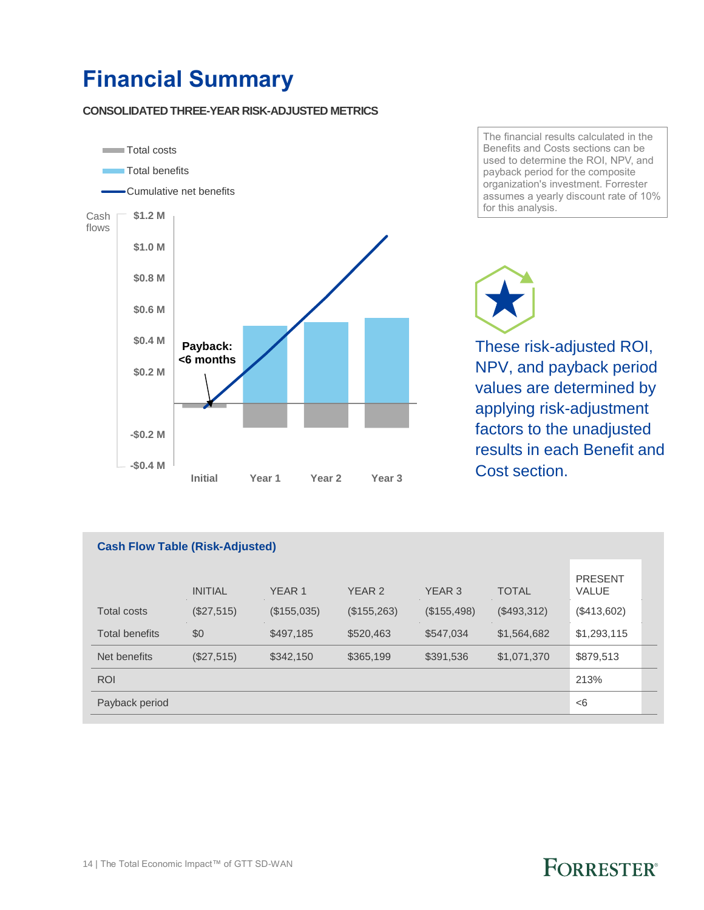# Financial Summary

**CONSOLIDATED THREE-YEAR RISK-ADJUSTED METRICS**

Total costs

Total benefits

Cumulative net benefits

Cash flows

$1.2 M
$1.0 M
$0.8 M
$0.6 M
$0.4 M
$0.2 M
-$0.2 M
-$0.4 M

**Payback: <6 months**

Initial Year 1 Year 2 Year 3

The financial results calculated in the Benefits and Costs sections can be used to determine the ROI, NPV, and payback period for the composite organization's investment. Forrester assumes a yearly discount rate of 10% for this analysis.

These risk-adjusted ROI, NPV, and payback period values are determined by applying risk-adjustment factors to the unadjusted results in each Benefit and Cost section.

**Cash Flow Table (Risk-Adjusted)**

| | INITIAL | YEAR 1 | YEAR 2 | YEAR 3 | TOTAL | PRESENT VALUE |
|---|---|---|---|---|---|---|
| Total costs | ($27,515) | ($155,035) | ($155,263) | ($155,498) | ($493,312) | ($413,602) |
| Total benefits | $0 | $497,185 | $520,463 | $547,034 | $1,564,682 | $1,293,115 |
| Net benefits | ($27,515) | $342,150 | $365,199 | $391,536 | $1,071,370 | $879,513 |
| ROI | | | | | | 213% |
| Payback period | | | | | | <6 |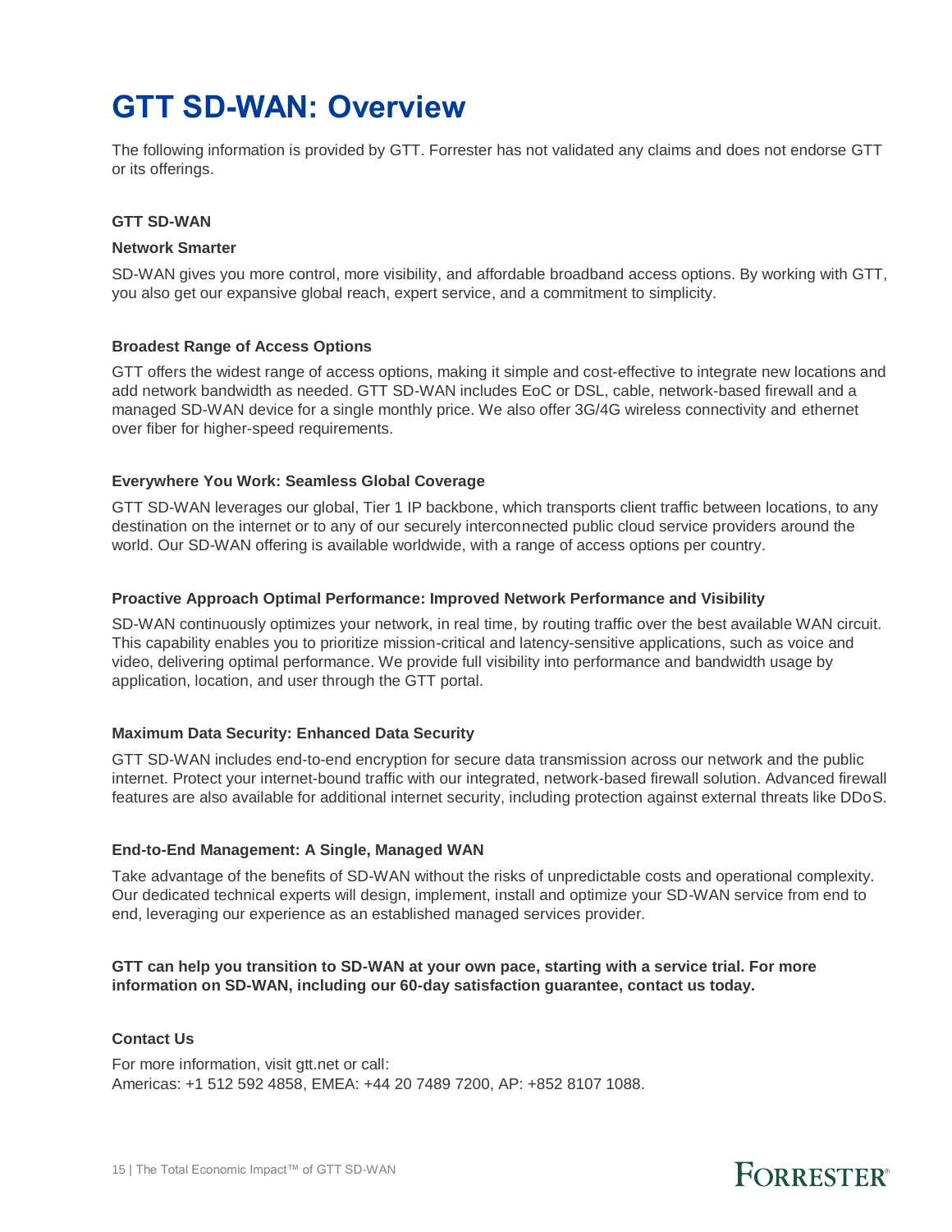# GTT SD-WAN: Overview

The following information is provided by GTT. Forrester has not validated any claims and does not endorse GTT or its offerings.

**GTT SD-WAN**

**Network Smarter**

SD-WAN gives you more control, more visibility, and affordable broadband access options. By working with GTT, you also get our expansive global reach, expert service, and a commitment to simplicity.

**Broadest Range of Access Options**

GTT offers the widest range of access options, making it simple and cost-effective to integrate new locations and add network bandwidth as needed. GTT SD-WAN includes EoC or DSL, cable, network-based firewall and a managed SD-WAN device for a single monthly price. We also offer 3G/4G wireless connectivity and ethernet over fiber for higher-speed requirements.

**Everywhere You Work: Seamless Global Coverage**

GTT SD-WAN leverages our global, Tier 1 IP backbone, which transports client traffic between locations, to any destination on the internet or to any of our securely interconnected public cloud service providers around the world. Our SD-WAN offering is available worldwide, with a range of access options per country.

**Proactive Approach Optimal Performance: Improved Network Performance and Visibility**

SD-WAN continuously optimizes your network, in real time, by routing traffic over the best available WAN circuit. This capability enables you to prioritize mission-critical and latency-sensitive applications, such as voice and video, delivering optimal performance. We provide full visibility into performance and bandwidth usage by application, location, and user through the GTT portal.

**Maximum Data Security: Enhanced Data Security**

GTT SD-WAN includes end-to-end encryption for secure data transmission across our network and the public internet. Protect your internet-bound traffic with our integrated, network-based firewall solution. Advanced firewall features are also available for additional internet security, including protection against external threats like DDoS.

**End-to-End Management: A Single, Managed WAN**

Take advantage of the benefits of SD-WAN without the risks of unpredictable costs and operational complexity. Our dedicated technical experts will design, implement, install and optimize your SD-WAN service from end to end, leveraging our experience as an established managed services provider.

**GTT can help you transition to SD-WAN at your own pace, starting with a service trial. For more information on SD-WAN, including our 60-day satisfaction guarantee, contact us today.**

**Contact Us**

For more information, visit gtt.net or call:
Americas: +1 512 592 4858, EMEA: +44 20 7489 7200, AP: +852 8107 1088.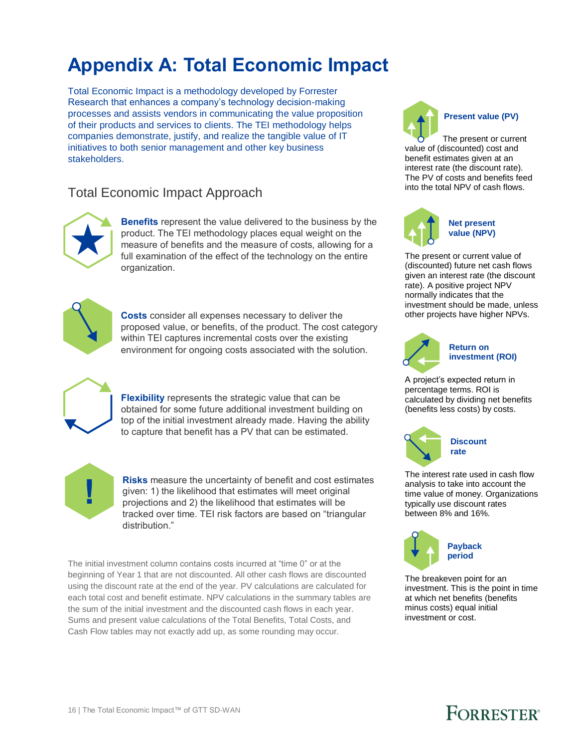# Appendix A: Total Economic Impact

Total Economic Impact is a methodology developed by Forrester Research that enhances a company's technology decision-making processes and assists vendors in communicating the value proposition of their products and services to clients. The TEI methodology helps companies demonstrate, justify, and realize the tangible value of IT initiatives to both senior management and other key business stakeholders.

## Total Economic Impact Approach

**Benefits** represent the value delivered to the business by the product. The TEI methodology places equal weight on the measure of benefits and the measure of costs, allowing for a full examination of the effect of the technology on the entire organization.

**Costs** consider all expenses necessary to deliver the proposed value, or benefits, of the product. The cost category within TEI captures incremental costs over the existing environment for ongoing costs associated with the solution.

**Flexibility** represents the strategic value that can be obtained for some future additional investment building on top of the initial investment already made. Having the ability to capture that benefit has a PV that can be estimated.

**Risks** measure the uncertainty of benefit and cost estimates given: 1) the likelihood that estimates will meet original projections and 2) the likelihood that estimates will be tracked over time. TEI risk factors are based on "triangular distribution."

The initial investment column contains costs incurred at "time 0" or at the beginning of Year 1 that are not discounted. All other cash flows are discounted using the discount rate at the end of the year. PV calculations are calculated for each total cost and benefit estimate. NPV calculations in the summary tables are the sum of the initial investment and the discounted cash flows in each year. Sums and present value calculations of the Total Benefits, Total Costs, and Cash Flow tables may not exactly add up, as some rounding may occur.

**Present value (PV)**

The present or current value of (discounted) cost and benefit estimates given at an interest rate (the discount rate). The PV of costs and benefits feed into the total NPV of cash flows.

**Net present value (NPV)**

The present or current value of (discounted) future net cash flows given an interest rate (the discount rate). A positive project NPV normally indicates that the investment should be made, unless other projects have higher NPVs.

**Return on investment (ROI)**

A project's expected return in percentage terms. ROI is calculated by dividing net benefits (benefits less costs) by costs.

**Discount rate**

The interest rate used in cash flow analysis to take into account the time value of money. Organizations typically use discount rates between 8% and 16%.

**Payback period**

The breakeven point for an investment. This is the point in time at which net benefits (benefits minus costs) equal initial investment or cost.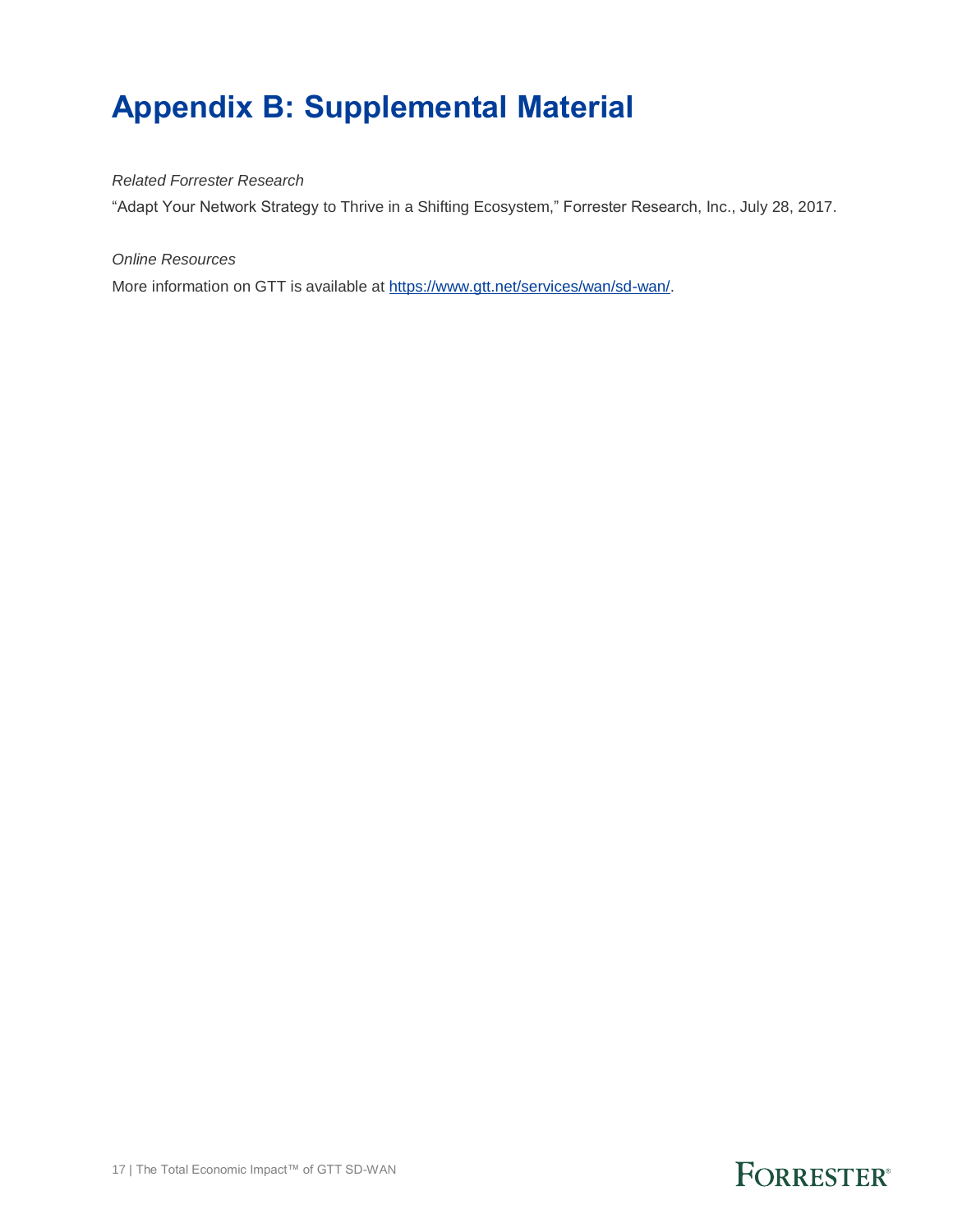# Appendix B: Supplemental Material

*Related Forrester Research*

"Adapt Your Network Strategy to Thrive in a Shifting Ecosystem," Forrester Research, Inc., July 28, 2017.

*Online Resources*

More information on GTT is available at https://www.gtt.net/services/wan/sd-wan/.